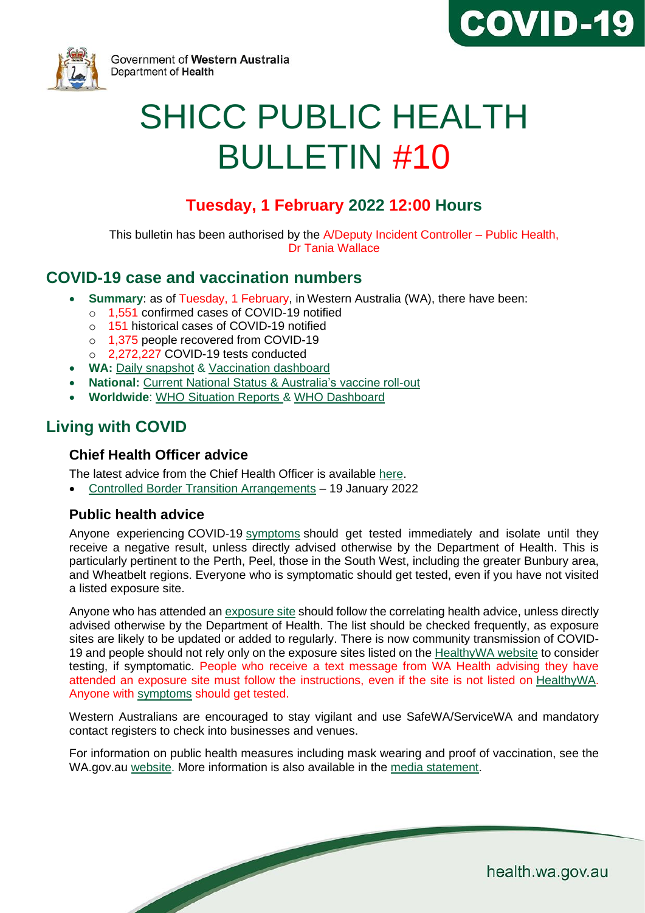Government of Western Australia
Department of Health

COVID-19

# SHICC PUBLIC HEALTH BULLETIN #10

### Tuesday, 1 February 2022 12:00 Hours

This bulletin has been authorised by the A/Deputy Incident Controller – Public Health, Dr Tania Wallace

## COVID-19 case and vaccination numbers

- **Summary**: as of Tuesday, 1 February, in Western Australia (WA), there have been:
  - 1,551 confirmed cases of COVID-19 notified
  - 151 historical cases of COVID-19 notified
  - 1,375 people recovered from COVID-19
  - 2,272,227 COVID-19 tests conducted
- **WA:** Daily snapshot & Vaccination dashboard
- **National:** Current National Status & Australia's vaccine roll-out
- **Worldwide**: WHO Situation Reports & WHO Dashboard

## Living with COVID

### Chief Health Officer advice

The latest advice from the Chief Health Officer is available here.

- Controlled Border Transition Arrangements – 19 January 2022

### Public health advice

Anyone experiencing COVID-19 symptoms should get tested immediately and isolate until they receive a negative result, unless directly advised otherwise by the Department of Health. This is particularly pertinent to the Perth, Peel, those in the South West, including the greater Bunbury area, and Wheatbelt regions. Everyone who is symptomatic should get tested, even if you have not visited a listed exposure site.

Anyone who has attended an exposure site should follow the correlating health advice, unless directly advised otherwise by the Department of Health. The list should be checked frequently, as exposure sites are likely to be updated or added to regularly. There is now community transmission of COVID-19 and people should not rely only on the exposure sites listed on the HealthyWA website to consider testing, if symptomatic. People who receive a text message from WA Health advising they have attended an exposure site must follow the instructions, even if the site is not listed on HealthyWA. Anyone with symptoms should get tested.

Western Australians are encouraged to stay vigilant and use SafeWA/ServiceWA and mandatory contact registers to check into businesses and venues.

For information on public health measures including mask wearing and proof of vaccination, see the WA.gov.au website. More information is also available in the media statement.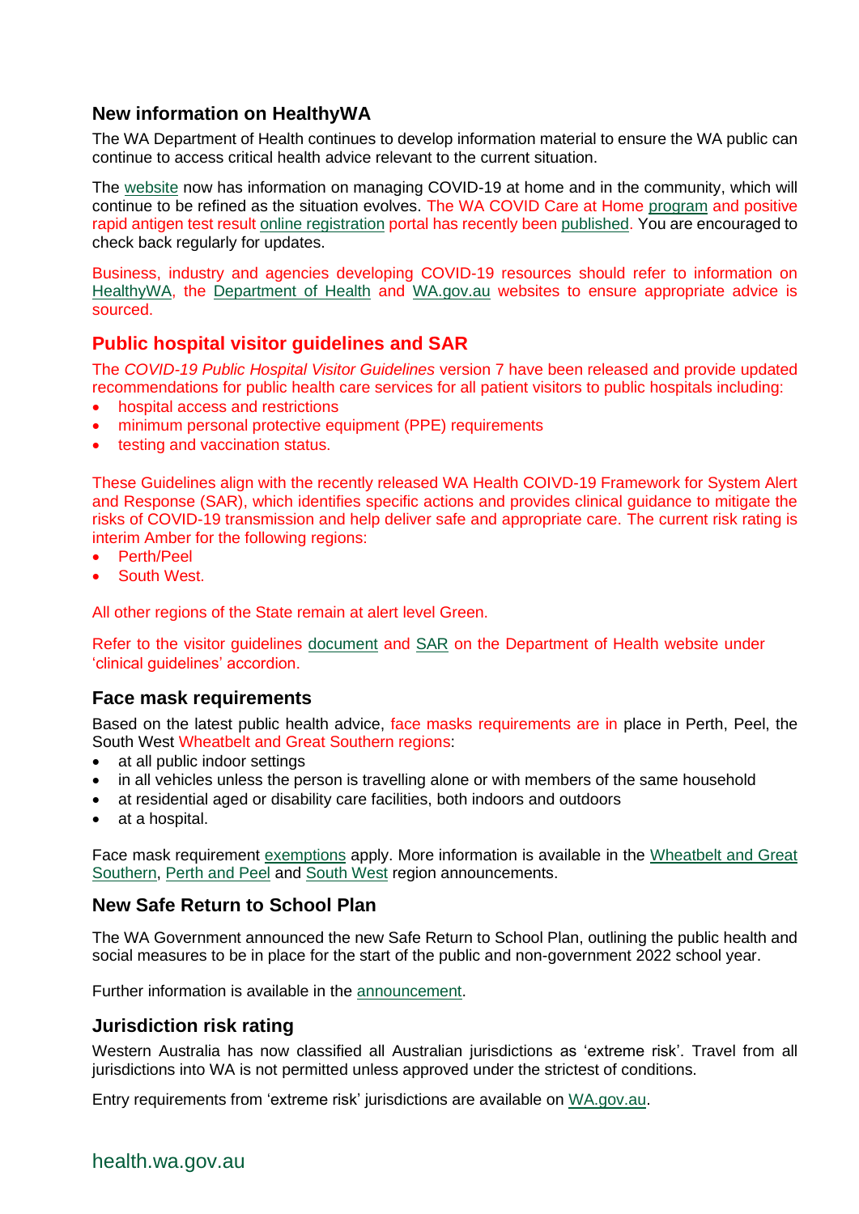## New information on HealthyWA

The WA Department of Health continues to develop information material to ensure the WA public can continue to access critical health advice relevant to the current situation.

The website now has information on managing COVID-19 at home and in the community, which will continue to be refined as the situation evolves. The WA COVID Care at Home program and positive rapid antigen test result online registration portal has recently been published. You are encouraged to check back regularly for updates.

Business, industry and agencies developing COVID-19 resources should refer to information on HealthyWA, the Department of Health and WA.gov.au websites to ensure appropriate advice is sourced.

## Public hospital visitor guidelines and SAR

The *COVID-19 Public Hospital Visitor Guidelines* version 7 have been released and provide updated recommendations for public health care services for all patient visitors to public hospitals including:

- hospital access and restrictions
- minimum personal protective equipment (PPE) requirements
- testing and vaccination status.

These Guidelines align with the recently released WA Health COIVD-19 Framework for System Alert and Response (SAR), which identifies specific actions and provides clinical guidance to mitigate the risks of COVID-19 transmission and help deliver safe and appropriate care. The current risk rating is interim Amber for the following regions:

- Perth/Peel
- South West.

All other regions of the State remain at alert level Green.

Refer to the visitor guidelines document and SAR on the Department of Health website under 'clinical guidelines' accordion.

## Face mask requirements

Based on the latest public health advice, face masks requirements are in place in Perth, Peel, the South West Wheatbelt and Great Southern regions:

- at all public indoor settings
- in all vehicles unless the person is travelling alone or with members of the same household
- at residential aged or disability care facilities, both indoors and outdoors
- at a hospital.

Face mask requirement exemptions apply. More information is available in the Wheatbelt and Great Southern, Perth and Peel and South West region announcements.

## New Safe Return to School Plan

The WA Government announced the new Safe Return to School Plan, outlining the public health and social measures to be in place for the start of the public and non-government 2022 school year.

Further information is available in the announcement.

## Jurisdiction risk rating

Western Australia has now classified all Australian jurisdictions as 'extreme risk'. Travel from all jurisdictions into WA is not permitted unless approved under the strictest of conditions.

Entry requirements from 'extreme risk' jurisdictions are available on WA.gov.au.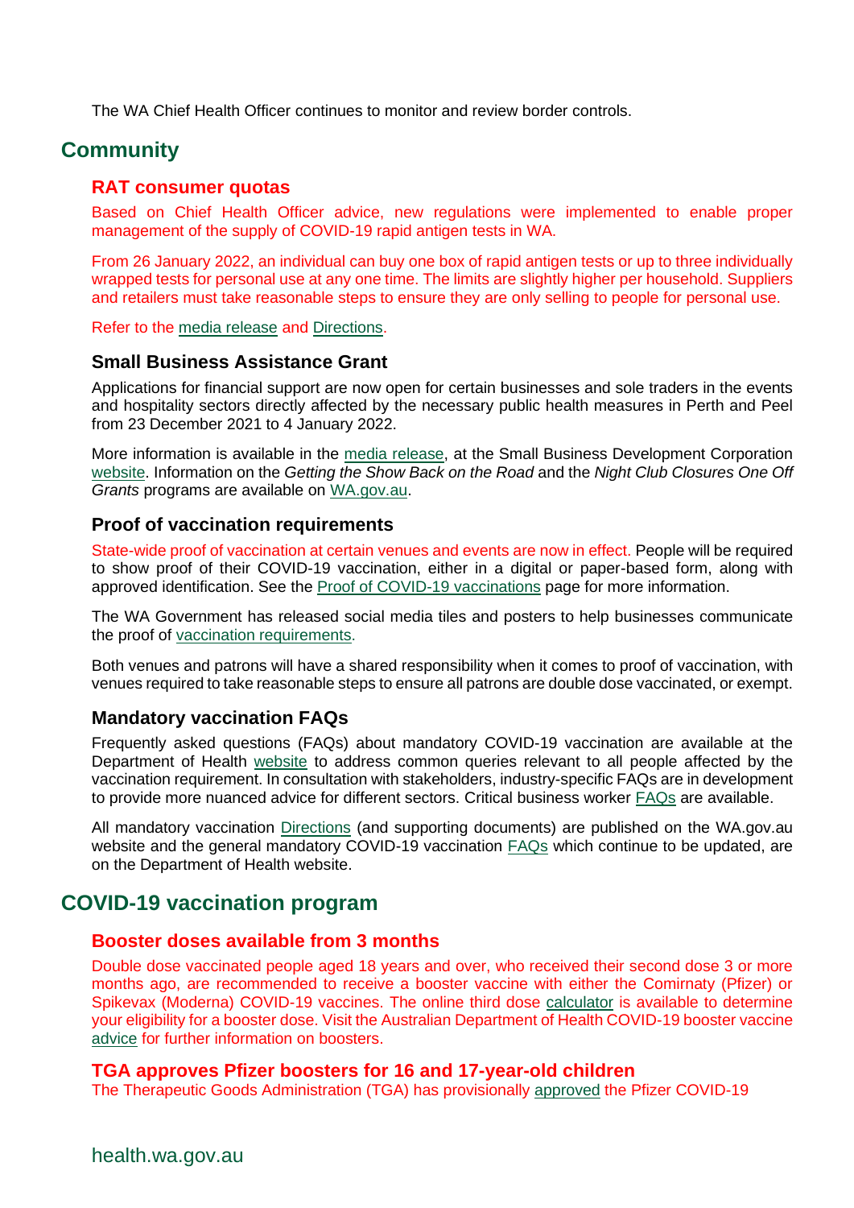The WA Chief Health Officer continues to monitor and review border controls.

## Community

### RAT consumer quotas

Based on Chief Health Officer advice, new regulations were implemented to enable proper management of the supply of COVID-19 rapid antigen tests in WA.

From 26 January 2022, an individual can buy one box of rapid antigen tests or up to three individually wrapped tests for personal use at any one time. The limits are slightly higher per household. Suppliers and retailers must take reasonable steps to ensure they are only selling to people for personal use.

Refer to the media release and Directions.

### Small Business Assistance Grant

Applications for financial support are now open for certain businesses and sole traders in the events and hospitality sectors directly affected by the necessary public health measures in Perth and Peel from 23 December 2021 to 4 January 2022.

More information is available in the media release, at the Small Business Development Corporation website. Information on the *Getting the Show Back on the Road* and the *Night Club Closures One Off Grants* programs are available on WA.gov.au.

### Proof of vaccination requirements

State-wide proof of vaccination at certain venues and events are now in effect. People will be required to show proof of their COVID-19 vaccination, either in a digital or paper-based form, along with approved identification. See the Proof of COVID-19 vaccinations page for more information.

The WA Government has released social media tiles and posters to help businesses communicate the proof of vaccination requirements.

Both venues and patrons will have a shared responsibility when it comes to proof of vaccination, with venues required to take reasonable steps to ensure all patrons are double dose vaccinated, or exempt.

### Mandatory vaccination FAQs

Frequently asked questions (FAQs) about mandatory COVID-19 vaccination are available at the Department of Health website to address common queries relevant to all people affected by the vaccination requirement. In consultation with stakeholders, industry-specific FAQs are in development to provide more nuanced advice for different sectors. Critical business worker FAQs are available.

All mandatory vaccination Directions (and supporting documents) are published on the WA.gov.au website and the general mandatory COVID-19 vaccination FAQs which continue to be updated, are on the Department of Health website.

## COVID-19 vaccination program

### Booster doses available from 3 months

Double dose vaccinated people aged 18 years and over, who received their second dose 3 or more months ago, are recommended to receive a booster vaccine with either the Comirnaty (Pfizer) or Spikevax (Moderna) COVID-19 vaccines. The online third dose calculator is available to determine your eligibility for a booster dose. Visit the Australian Department of Health COVID-19 booster vaccine advice for further information on boosters.

### TGA approves Pfizer boosters for 16 and 17-year-old children

The Therapeutic Goods Administration (TGA) has provisionally approved the Pfizer COVID-19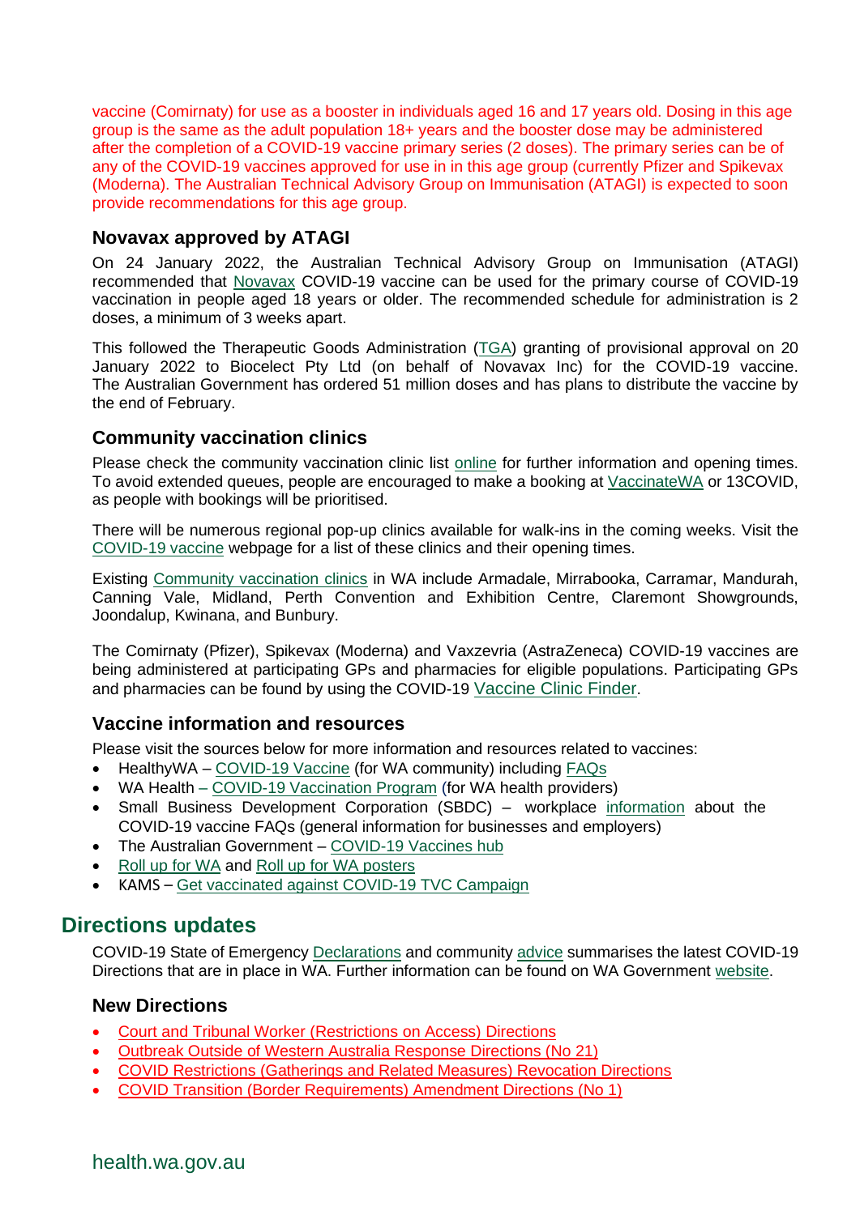vaccine (Comirnaty) for use as a booster in individuals aged 16 and 17 years old. Dosing in this age group is the same as the adult population 18+ years and the booster dose may be administered after the completion of a COVID-19 vaccine primary series (2 doses). The primary series can be of any of the COVID-19 vaccines approved for use in in this age group (currently Pfizer and Spikevax (Moderna). The Australian Technical Advisory Group on Immunisation (ATAGI) is expected to soon provide recommendations for this age group.

### Novavax approved by ATAGI

On 24 January 2022, the Australian Technical Advisory Group on Immunisation (ATAGI) recommended that Novavax COVID-19 vaccine can be used for the primary course of COVID-19 vaccination in people aged 18 years or older. The recommended schedule for administration is 2 doses, a minimum of 3 weeks apart.

This followed the Therapeutic Goods Administration (TGA) granting of provisional approval on 20 January 2022 to Biocelect Pty Ltd (on behalf of Novavax Inc) for the COVID-19 vaccine. The Australian Government has ordered 51 million doses and has plans to distribute the vaccine by the end of February.

### Community vaccination clinics

Please check the community vaccination clinic list online for further information and opening times. To avoid extended queues, people are encouraged to make a booking at VaccinateWA or 13COVID, as people with bookings will be prioritised.

There will be numerous regional pop-up clinics available for walk-ins in the coming weeks. Visit the COVID-19 vaccine webpage for a list of these clinics and their opening times.

Existing Community vaccination clinics in WA include Armadale, Mirrabooka, Carramar, Mandurah, Canning Vale, Midland, Perth Convention and Exhibition Centre, Claremont Showgrounds, Joondalup, Kwinana, and Bunbury.

The Comirnaty (Pfizer), Spikevax (Moderna) and Vaxzevria (AstraZeneca) COVID-19 vaccines are being administered at participating GPs and pharmacies for eligible populations. Participating GPs and pharmacies can be found by using the COVID-19 Vaccine Clinic Finder.

### Vaccine information and resources

Please visit the sources below for more information and resources related to vaccines:

- HealthyWA – COVID-19 Vaccine (for WA community) including FAQs
- WA Health – COVID-19 Vaccination Program (for WA health providers)
- Small Business Development Corporation (SBDC) – workplace information about the COVID-19 vaccine FAQs (general information for businesses and employers)
- The Australian Government – COVID-19 Vaccines hub
- Roll up for WA and Roll up for WA posters
- KAMS – Get vaccinated against COVID-19 TVC Campaign

## Directions updates

COVID-19 State of Emergency Declarations and community advice summarises the latest COVID-19 Directions that are in place in WA. Further information can be found on WA Government website.

### New Directions

- Court and Tribunal Worker (Restrictions on Access) Directions
- Outbreak Outside of Western Australia Response Directions (No 21)
- COVID Restrictions (Gatherings and Related Measures) Revocation Directions
- COVID Transition (Border Requirements) Amendment Directions (No 1)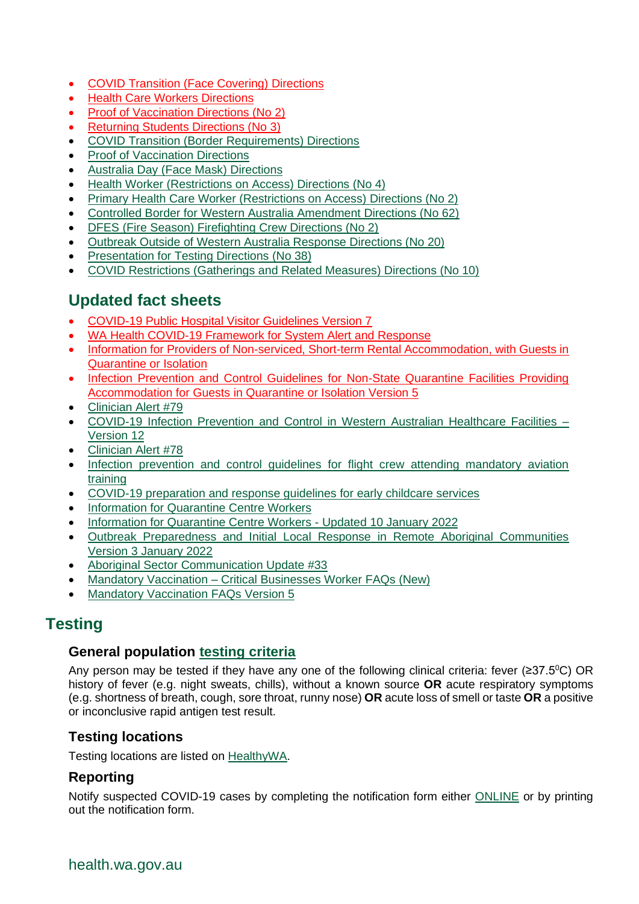- COVID Transition (Face Covering) Directions
- Health Care Workers Directions
- Proof of Vaccination Directions (No 2)
- Returning Students Directions (No 3)
- COVID Transition (Border Requirements) Directions
- Proof of Vaccination Directions
- Australia Day (Face Mask) Directions
- Health Worker (Restrictions on Access) Directions (No 4)
- Primary Health Care Worker (Restrictions on Access) Directions (No 2)
- Controlled Border for Western Australia Amendment Directions (No 62)
- DFES (Fire Season) Firefighting Crew Directions (No 2)
- Outbreak Outside of Western Australia Response Directions (No 20)
- Presentation for Testing Directions (No 38)
- COVID Restrictions (Gatherings and Related Measures) Directions (No 10)

## Updated fact sheets

- COVID-19 Public Hospital Visitor Guidelines Version 7
- WA Health COVID-19 Framework for System Alert and Response
- Information for Providers of Non-serviced, Short-term Rental Accommodation, with Guests in Quarantine or Isolation
- Infection Prevention and Control Guidelines for Non-State Quarantine Facilities Providing Accommodation for Guests in Quarantine or Isolation Version 5
- Clinician Alert #79
- COVID-19 Infection Prevention and Control in Western Australian Healthcare Facilities – Version 12
- Clinician Alert #78
- Infection prevention and control guidelines for flight crew attending mandatory aviation training
- COVID-19 preparation and response guidelines for early childcare services
- Information for Quarantine Centre Workers
- Information for Quarantine Centre Workers - Updated 10 January 2022
- Outbreak Preparedness and Initial Local Response in Remote Aboriginal Communities Version 3 January 2022
- Aboriginal Sector Communication Update #33
- Mandatory Vaccination – Critical Businesses Worker FAQs (New)
- Mandatory Vaccination FAQs Version 5

# Testing

### General population testing criteria

Any person may be tested if they have any one of the following clinical criteria: fever (≥37.5$^0$C) OR history of fever (e.g. night sweats, chills), without a known source **OR** acute respiratory symptoms (e.g. shortness of breath, cough, sore throat, runny nose) **OR** acute loss of smell or taste **OR** a positive or inconclusive rapid antigen test result.

### Testing locations

Testing locations are listed on HealthyWA.

### Reporting

Notify suspected COVID-19 cases by completing the notification form either ONLINE or by printing out the notification form.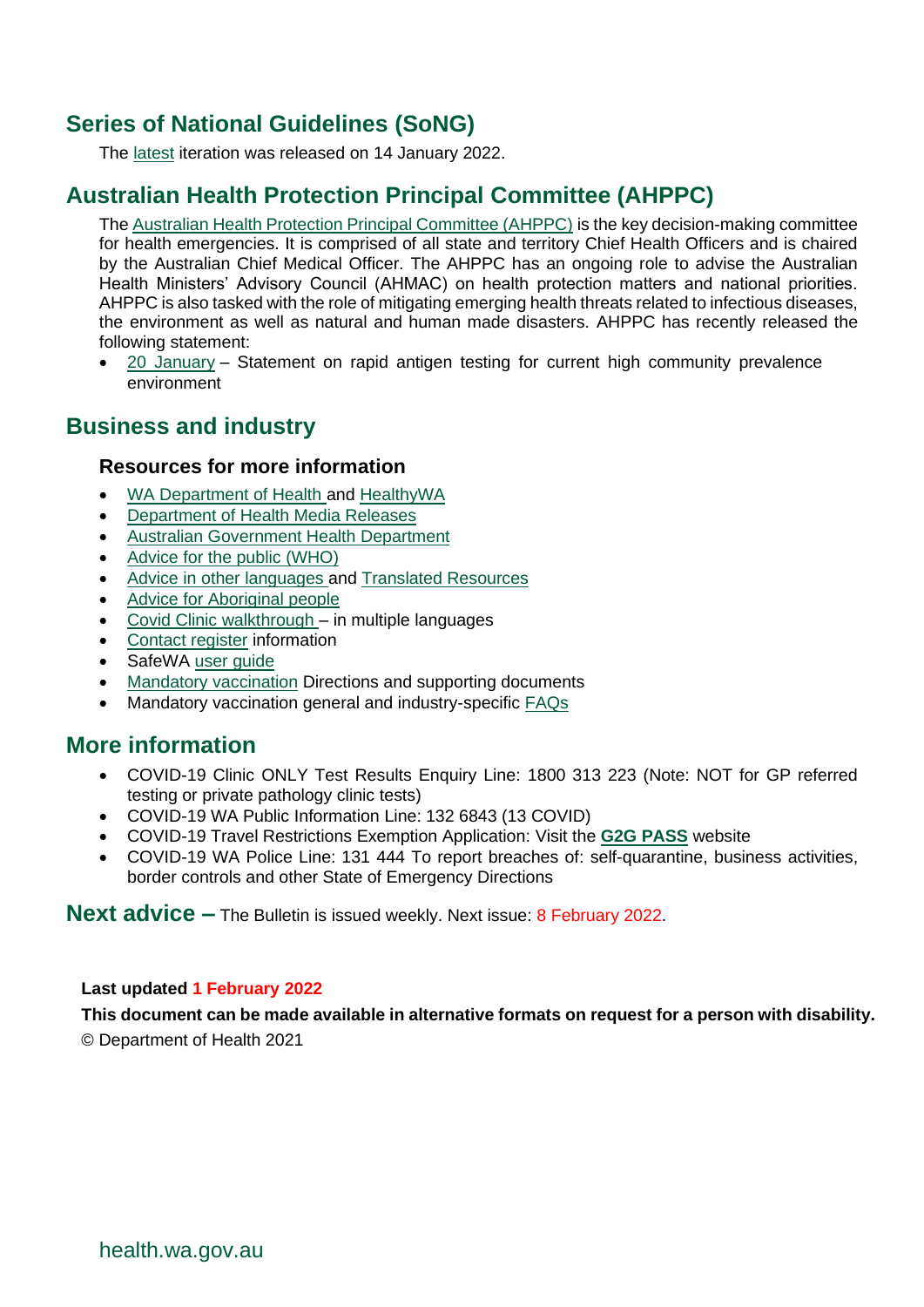## Series of National Guidelines (SoNG)

The latest iteration was released on 14 January 2022.

## Australian Health Protection Principal Committee (AHPPC)

The Australian Health Protection Principal Committee (AHPPC) is the key decision-making committee for health emergencies. It is comprised of all state and territory Chief Health Officers and is chaired by the Australian Chief Medical Officer. The AHPPC has an ongoing role to advise the Australian Health Ministers' Advisory Council (AHMAC) on health protection matters and national priorities. AHPPC is also tasked with the role of mitigating emerging health threats related to infectious diseases, the environment as well as natural and human made disasters. AHPPC has recently released the following statement:

- 20 January – Statement on rapid antigen testing for current high community prevalence environment

## Business and industry

### Resources for more information

- WA Department of Health and HealthyWA
- Department of Health Media Releases
- Australian Government Health Department
- Advice for the public (WHO)
- Advice in other languages and Translated Resources
- Advice for Aboriginal people
- Covid Clinic walkthrough – in multiple languages
- Contact register information
- SafeWA user guide
- Mandatory vaccination Directions and supporting documents
- Mandatory vaccination general and industry-specific FAQs

## More information

- COVID-19 Clinic ONLY Test Results Enquiry Line: 1800 313 223 (Note: NOT for GP referred testing or private pathology clinic tests)
- COVID-19 WA Public Information Line: 132 6843 (13 COVID)
- COVID-19 Travel Restrictions Exemption Application: Visit the **G2G PASS** website
- COVID-19 WA Police Line: 131 444 To report breaches of: self-quarantine, business activities, border controls and other State of Emergency Directions

**Next advice –** The Bulletin is issued weekly. Next issue: 8 February 2022.

**Last updated 1 February 2022**

**This document can be made available in alternative formats on request for a person with disability.**

© Department of Health 2021

health.wa.gov.au